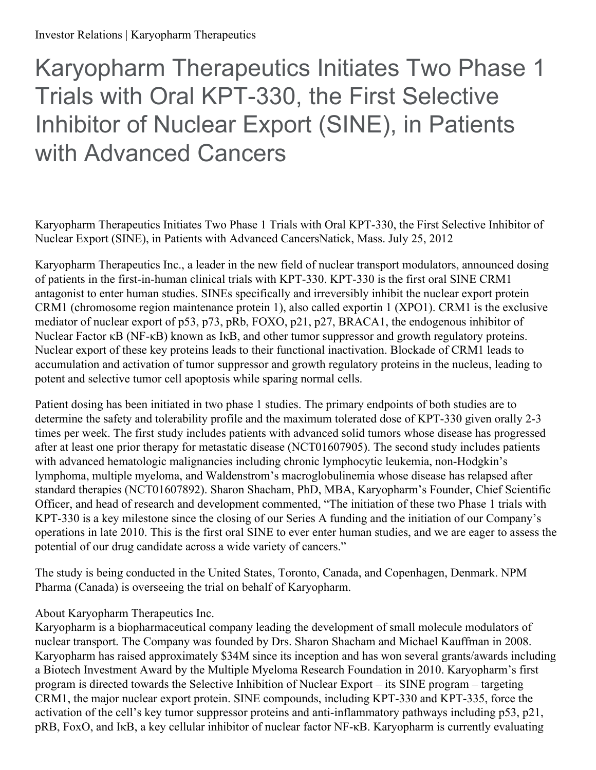# Karyopharm Therapeutics Initiates Two Phase 1 Trials with Oral KPT-330, the First Selective Inhibitor of Nuclear Export (SINE), in Patients with Advanced Cancers

Karyopharm Therapeutics Initiates Two Phase 1 Trials with Oral KPT-330, the First Selective Inhibitor of Nuclear Export (SINE), in Patients with Advanced CancersNatick, Mass. July 25, 2012

Karyopharm Therapeutics Inc., a leader in the new field of nuclear transport modulators, announced dosing of patients in the first-in-human clinical trials with KPT-330. KPT-330 is the first oral SINE CRM1 antagonist to enter human studies. SINEs specifically and irreversibly inhibit the nuclear export protein CRM1 (chromosome region maintenance protein 1), also called exportin 1 (XPO1). CRM1 is the exclusive mediator of nuclear export of p53, p73, pRb, FOXO, p21, p27, BRACA1, the endogenous inhibitor of Nuclear Factor κB (NF-κB) known as IκB, and other tumor suppressor and growth regulatory proteins. Nuclear export of these key proteins leads to their functional inactivation. Blockade of CRM1 leads to accumulation and activation of tumor suppressor and growth regulatory proteins in the nucleus, leading to potent and selective tumor cell apoptosis while sparing normal cells.

Patient dosing has been initiated in two phase 1 studies. The primary endpoints of both studies are to determine the safety and tolerability profile and the maximum tolerated dose of KPT-330 given orally 2-3 times per week. The first study includes patients with advanced solid tumors whose disease has progressed after at least one prior therapy for metastatic disease (NCT01607905). The second study includes patients with advanced hematologic malignancies including chronic lymphocytic leukemia, non-Hodgkin's lymphoma, multiple myeloma, and Waldenstrom's macroglobulinemia whose disease has relapsed after standard therapies (NCT01607892). Sharon Shacham, PhD, MBA, Karyopharm's Founder, Chief Scientific Officer, and head of research and development commented, "The initiation of these two Phase 1 trials with KPT-330 is a key milestone since the closing of our Series A funding and the initiation of our Company's operations in late 2010. This is the first oral SINE to ever enter human studies, and we are eager to assess the potential of our drug candidate across a wide variety of cancers."

The study is being conducted in the United States, Toronto, Canada, and Copenhagen, Denmark. NPM Pharma (Canada) is overseeing the trial on behalf of Karyopharm.

About Karyopharm Therapeutics Inc.

Karyopharm is a biopharmaceutical company leading the development of small molecule modulators of nuclear transport. The Company was founded by Drs. Sharon Shacham and Michael Kauffman in 2008. Karyopharm has raised approximately $34M since its inception and has won several grants/awards including a Biotech Investment Award by the Multiple Myeloma Research Foundation in 2010. Karyopharm's first program is directed towards the Selective Inhibition of Nuclear Export – its SINE program – targeting CRM1, the major nuclear export protein. SINE compounds, including KPT-330 and KPT-335, force the activation of the cell's key tumor suppressor proteins and anti-inflammatory pathways including p53, p21, pRB, FoxO, and IκB, a key cellular inhibitor of nuclear factor NF-κB. Karyopharm is currently evaluating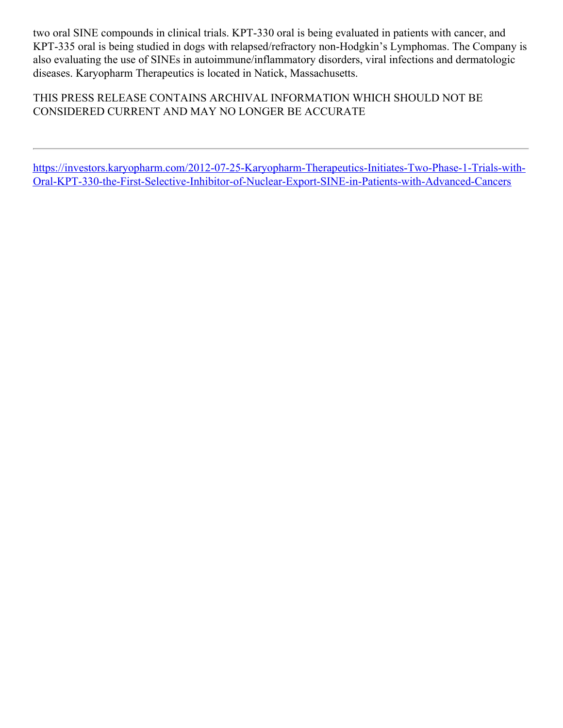two oral SINE compounds in clinical trials. KPT-330 oral is being evaluated in patients with cancer, and KPT-335 oral is being studied in dogs with relapsed/refractory non-Hodgkin's Lymphomas. The Company is also evaluating the use of SINEs in autoimmune/inflammatory disorders, viral infections and dermatologic diseases. Karyopharm Therapeutics is located in Natick, Massachusetts.

THIS PRESS RELEASE CONTAINS ARCHIVAL INFORMATION WHICH SHOULD NOT BE CONSIDERED CURRENT AND MAY NO LONGER BE ACCURATE

---

https://investors.karyopharm.com/2012-07-25-Karyopharm-Therapeutics-Initiates-Two-Phase-1-Trials-with-Oral-KPT-330-the-First-Selective-Inhibitor-of-Nuclear-Export-SINE-in-Patients-with-Advanced-Cancers